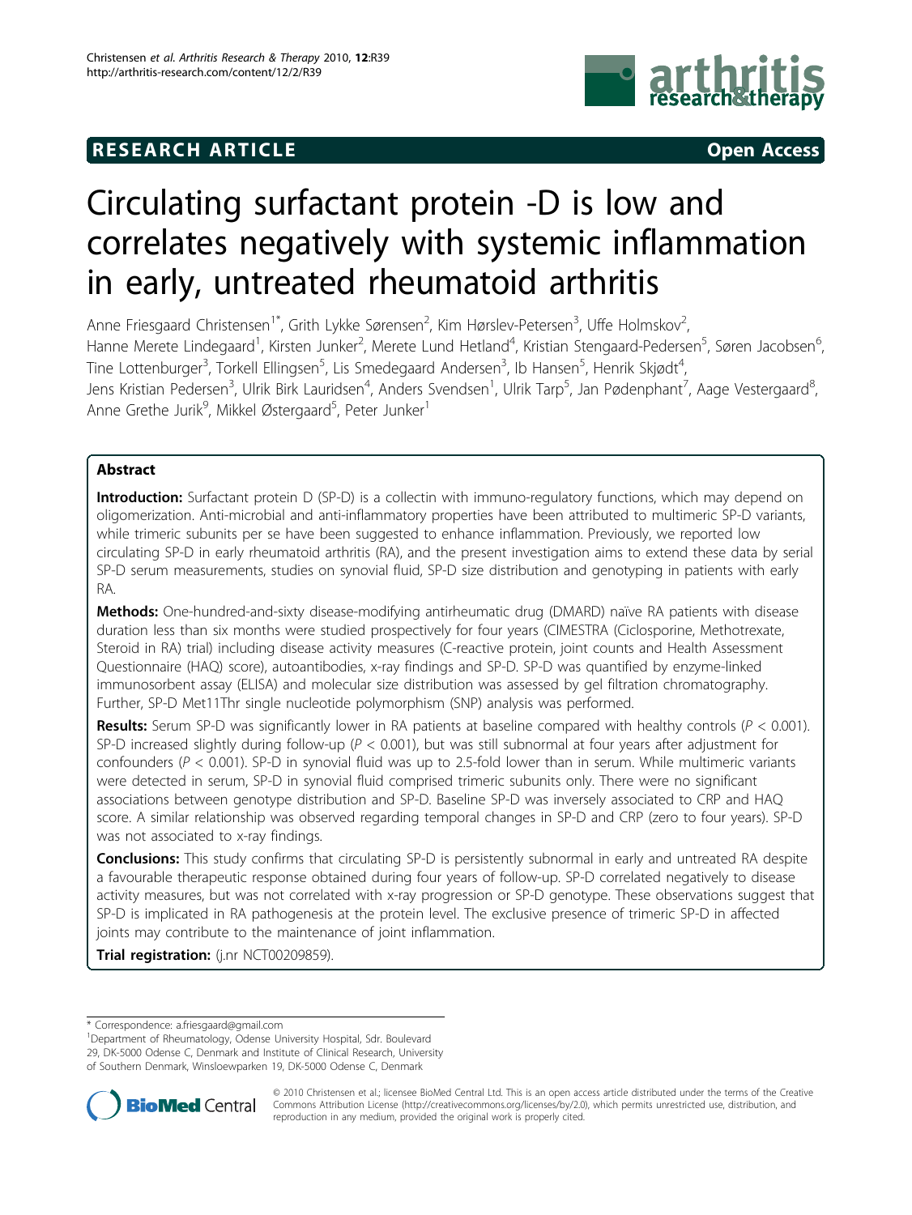**RESEARCH ARTICLE** **Open Access**

# Circulating surfactant protein -D is low and correlates negatively with systemic inflammation in early, untreated rheumatoid arthritis

Anne Friesgaard Christensen[1*], Grith Lykke Sørensen[2], Kim Hørslev-Petersen[3], Uffe Holmskov[2], Hanne Merete Lindegaard[1], Kirsten Junker[2], Merete Lund Hetland[4], Kristian Stengaard-Pedersen[5], Søren Jacobsen[6], Tine Lottenburger[3], Torkell Ellingsen[5], Lis Smedegaard Andersen[3], Ib Hansen[5], Henrik Skjødt[4], Jens Kristian Pedersen[3], Ulrik Birk Lauridsen[4], Anders Svendsen[1], Ulrik Tarp[5], Jan Pødenphant[7], Aage Vestergaard[8], Anne Grethe Jurik[9], Mikkel Østergaard[5], Peter Junker[1]

## Abstract

**Introduction:** Surfactant protein D (SP-D) is a collectin with immuno-regulatory functions, which may depend on oligomerization. Anti-microbial and anti-inflammatory properties have been attributed to multimeric SP-D variants, while trimeric subunits per se have been suggested to enhance inflammation. Previously, we reported low circulating SP-D in early rheumatoid arthritis (RA), and the present investigation aims to extend these data by serial SP-D serum measurements, studies on synovial fluid, SP-D size distribution and genotyping in patients with early RA.

**Methods:** One-hundred-and-sixty disease-modifying antirheumatic drug (DMARD) naïve RA patients with disease duration less than six months were studied prospectively for four years (CIMESTRA (Ciclosporine, Methotrexate, Steroid in RA) trial) including disease activity measures (C-reactive protein, joint counts and Health Assessment Questionnaire (HAQ) score), autoantibodies, x-ray findings and SP-D. SP-D was quantified by enzyme-linked immunosorbent assay (ELISA) and molecular size distribution was assessed by gel filtration chromatography. Further, SP-D Met11Thr single nucleotide polymorphism (SNP) analysis was performed.

**Results:** Serum SP-D was significantly lower in RA patients at baseline compared with healthy controls ($P < 0.001$). SP-D increased slightly during follow-up ($P < 0.001$), but was still subnormal at four years after adjustment for confounders ($P < 0.001$). SP-D in synovial fluid was up to 2.5-fold lower than in serum. While multimeric variants were detected in serum, SP-D in synovial fluid comprised trimeric subunits only. There were no significant associations between genotype distribution and SP-D. Baseline SP-D was inversely associated to CRP and HAQ score. A similar relationship was observed regarding temporal changes in SP-D and CRP (zero to four years). SP-D was not associated to x-ray findings.

**Conclusions:** This study confirms that circulating SP-D is persistently subnormal in early and untreated RA despite a favourable therapeutic response obtained during four years of follow-up. SP-D correlated negatively to disease activity measures, but was not correlated with x-ray progression or SP-D genotype. These observations suggest that SP-D is implicated in RA pathogenesis at the protein level. The exclusive presence of trimeric SP-D in affected joints may contribute to the maintenance of joint inflammation.

**Trial registration:** (j.nr NCT00209859).

\* Correspondence: a.friesgaard@gmail.com
[1]Department of Rheumatology, Odense University Hospital, Sdr. Boulevard 29, DK-5000 Odense C, Denmark and Institute of Clinical Research, University of Southern Denmark, Winsloewparken 19, DK-5000 Odense C, Denmark

© 2010 Christensen et al.; licensee BioMed Central Ltd. This is an open access article distributed under the terms of the Creative Commons Attribution License (http://creativecommons.org/licenses/by/2.0), which permits unrestricted use, distribution, and reproduction in any medium, provided the original work is properly cited.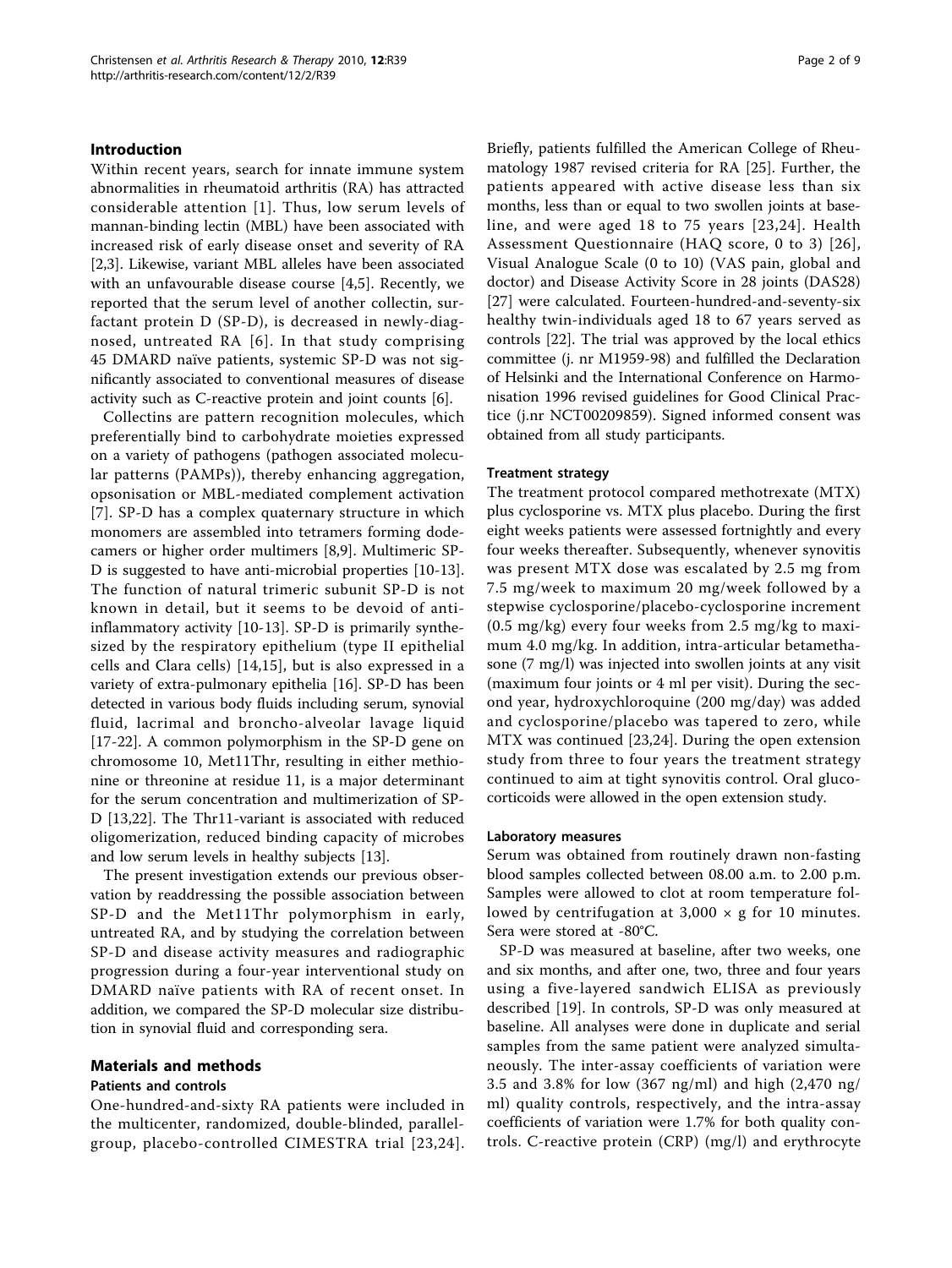## Introduction

Within recent years, search for innate immune system abnormalities in rheumatoid arthritis (RA) has attracted considerable attention [1]. Thus, low serum levels of mannan-binding lectin (MBL) have been associated with increased risk of early disease onset and severity of RA [2,3]. Likewise, variant MBL alleles have been associated with an unfavourable disease course [4,5]. Recently, we reported that the serum level of another collectin, surfactant protein D (SP-D), is decreased in newly-diagnosed, untreated RA [6]. In that study comprising 45 DMARD naïve patients, systemic SP-D was not significantly associated to conventional measures of disease activity such as C-reactive protein and joint counts [6].

Collectins are pattern recognition molecules, which preferentially bind to carbohydrate moieties expressed on a variety of pathogens (pathogen associated molecular patterns (PAMPs)), thereby enhancing aggregation, opsonisation or MBL-mediated complement activation [7]. SP-D has a complex quaternary structure in which monomers are assembled into tetramers forming dodecamers or higher order multimers [8,9]. Multimeric SP-D is suggested to have anti-microbial properties [10-13]. The function of natural trimeric subunit SP-D is not known in detail, but it seems to be devoid of anti-inflammatory activity [10-13]. SP-D is primarily synthesized by the respiratory epithelium (type II epithelial cells and Clara cells) [14,15], but is also expressed in a variety of extra-pulmonary epithelia [16]. SP-D has been detected in various body fluids including serum, synovial fluid, lacrimal and broncho-alveolar lavage liquid [17-22]. A common polymorphism in the SP-D gene on chromosome 10, Met11Thr, resulting in either methionine or threonine at residue 11, is a major determinant for the serum concentration and multimerization of SP-D [13,22]. The Thr11-variant is associated with reduced oligomerization, reduced binding capacity of microbes and low serum levels in healthy subjects [13].

The present investigation extends our previous observation by readdressing the possible association between SP-D and the Met11Thr polymorphism in early, untreated RA, and by studying the correlation between SP-D and disease activity measures and radiographic progression during a four-year interventional study on DMARD naïve patients with RA of recent onset. In addition, we compared the SP-D molecular size distribution in synovial fluid and corresponding sera.

## Materials and methods

### Patients and controls

One-hundred-and-sixty RA patients were included in the multicenter, randomized, double-blinded, parallel-group, placebo-controlled CIMESTRA trial [23,24]. Briefly, patients fulfilled the American College of Rheumatology 1987 revised criteria for RA [25]. Further, the patients appeared with active disease less than six months, less than or equal to two swollen joints at baseline, and were aged 18 to 75 years [23,24]. Health Assessment Questionnaire (HAQ score, 0 to 3) [26], Visual Analogue Scale (0 to 10) (VAS pain, global and doctor) and Disease Activity Score in 28 joints (DAS28) [27] were calculated. Fourteen-hundred-and-seventy-six healthy twin-individuals aged 18 to 67 years served as controls [22]. The trial was approved by the local ethics committee (j. nr M1959-98) and fulfilled the Declaration of Helsinki and the International Conference on Harmonisation 1996 revised guidelines for Good Clinical Practice (j.nr NCT00209859). Signed informed consent was obtained from all study participants.

### Treatment strategy

The treatment protocol compared methotrexate (MTX) plus cyclosporine vs. MTX plus placebo. During the first eight weeks patients were assessed fortnightly and every four weeks thereafter. Subsequently, whenever synovitis was present MTX dose was escalated by 2.5 mg from 7.5 mg/week to maximum 20 mg/week followed by a stepwise cyclosporine/placebo-cyclosporine increment (0.5 mg/kg) every four weeks from 2.5 mg/kg to maximum 4.0 mg/kg. In addition, intra-articular betamethasone (7 mg/l) was injected into swollen joints at any visit (maximum four joints or 4 ml per visit). During the second year, hydroxychloroquine (200 mg/day) was added and cyclosporine/placebo was tapered to zero, while MTX was continued [23,24]. During the open extension study from three to four years the treatment strategy continued to aim at tight synovitis control. Oral glucocorticoids were allowed in the open extension study.

### Laboratory measures

Serum was obtained from routinely drawn non-fasting blood samples collected between 08.00 a.m. to 2.00 p.m. Samples were allowed to clot at room temperature followed by centrifugation at 3,000 × g for 10 minutes. Sera were stored at -80°C.

SP-D was measured at baseline, after two weeks, one and six months, and after one, two, three and four years using a five-layered sandwich ELISA as previously described [19]. In controls, SP-D was only measured at baseline. All analyses were done in duplicate and serial samples from the same patient were analyzed simultaneously. The inter-assay coefficients of variation were 3.5 and 3.8% for low (367 ng/ml) and high (2,470 ng/ml) quality controls, respectively, and the intra-assay coefficients of variation were 1.7% for both quality controls. C-reactive protein (CRP) (mg/l) and erythrocyte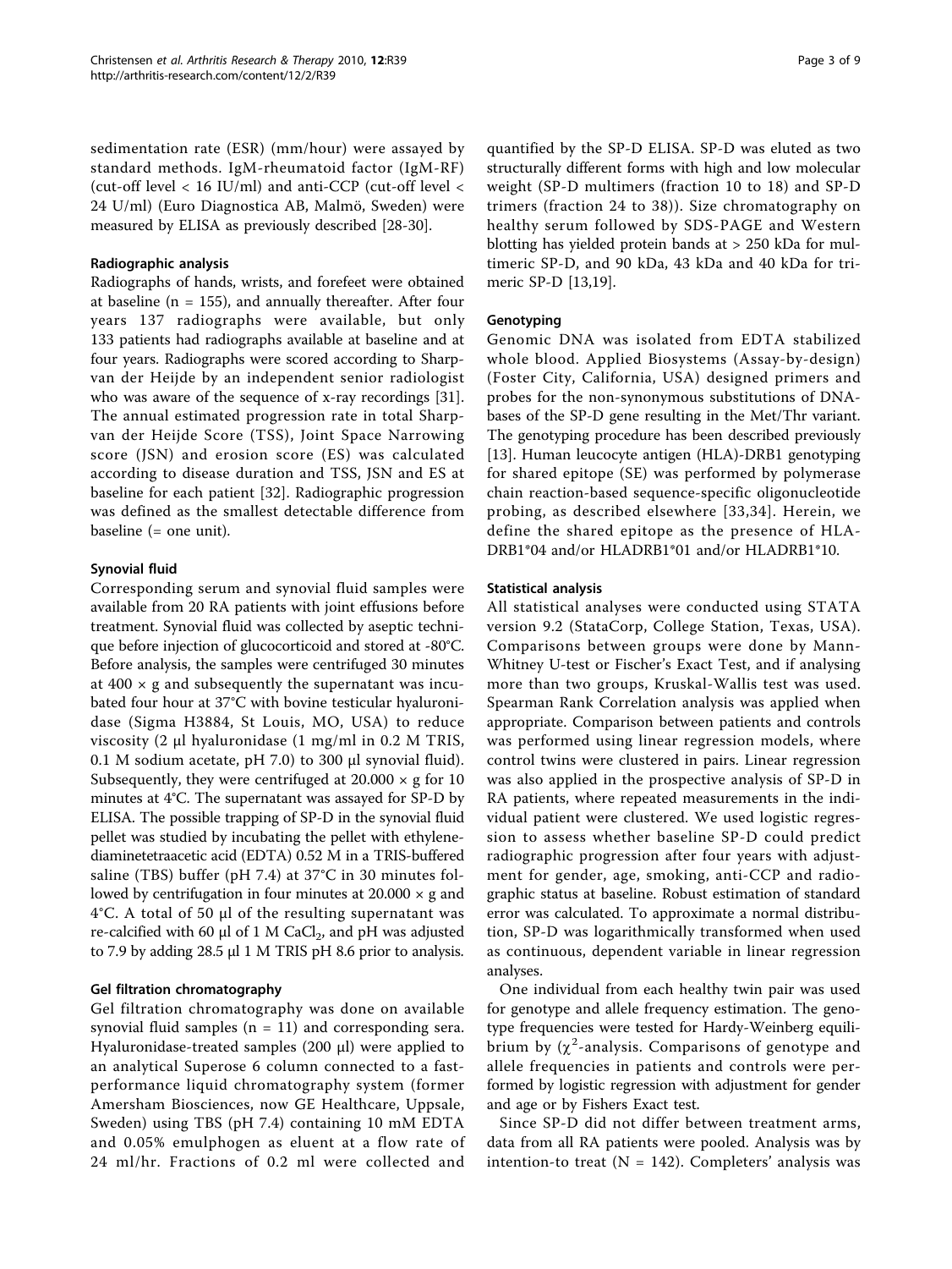sedimentation rate (ESR) (mm/hour) were assayed by standard methods. IgM-rheumatoid factor (IgM-RF) (cut-off level < 16 IU/ml) and anti-CCP (cut-off level < 24 U/ml) (Euro Diagnostica AB, Malmö, Sweden) were measured by ELISA as previously described [28-30].

#### Radiographic analysis

Radiographs of hands, wrists, and forefeet were obtained at baseline (n = 155), and annually thereafter. After four years 137 radiographs were available, but only 133 patients had radiographs available at baseline and at four years. Radiographs were scored according to Sharp-van der Heijde by an independent senior radiologist who was aware of the sequence of x-ray recordings [31]. The annual estimated progression rate in total Sharp-van der Heijde Score (TSS), Joint Space Narrowing score (JSN) and erosion score (ES) was calculated according to disease duration and TSS, JSN and ES at baseline for each patient [32]. Radiographic progression was defined as the smallest detectable difference from baseline (= one unit).

#### Synovial fluid

Corresponding serum and synovial fluid samples were available from 20 RA patients with joint effusions before treatment. Synovial fluid was collected by aseptic technique before injection of glucocorticoid and stored at -80°C. Before analysis, the samples were centrifuged 30 minutes at 400 × g and subsequently the supernatant was incubated four hour at 37°C with bovine testicular hyaluronidase (Sigma H3884, St Louis, MO, USA) to reduce viscosity (2 μl hyaluronidase (1 mg/ml in 0.2 M TRIS, 0.1 M sodium acetate, pH 7.0) to 300 μl synovial fluid). Subsequently, they were centrifuged at 20.000 × g for 10 minutes at 4°C. The supernatant was assayed for SP-D by ELISA. The possible trapping of SP-D in the synovial fluid pellet was studied by incubating the pellet with ethylenediaminetetraacetic acid (EDTA) 0.52 M in a TRIS-buffered saline (TBS) buffer (pH 7.4) at 37°C in 30 minutes followed by centrifugation in four minutes at 20.000 × g and 4°C. A total of 50 μl of the resulting supernatant was re-calcified with 60 μl of 1 M $CaCl_2$, and pH was adjusted to 7.9 by adding 28.5 μl 1 M TRIS pH 8.6 prior to analysis.

#### Gel filtration chromatography

Gel filtration chromatography was done on available synovial fluid samples (n = 11) and corresponding sera. Hyaluronidase-treated samples (200 μl) were applied to an analytical Superose 6 column connected to a fast-performance liquid chromatography system (former Amersham Biosciences, now GE Healthcare, Uppsale, Sweden) using TBS (pH 7.4) containing 10 mM EDTA and 0.05% emulphogen as eluent at a flow rate of 24 ml/hr. Fractions of 0.2 ml were collected and quantified by the SP-D ELISA. SP-D was eluted as two structurally different forms with high and low molecular weight (SP-D multimers (fraction 10 to 18) and SP-D trimers (fraction 24 to 38)). Size chromatography on healthy serum followed by SDS-PAGE and Western blotting has yielded protein bands at > 250 kDa for multimeric SP-D, and 90 kDa, 43 kDa and 40 kDa for trimeric SP-D [13,19].

#### Genotyping

Genomic DNA was isolated from EDTA stabilized whole blood. Applied Biosystems (Assay-by-design) (Foster City, California, USA) designed primers and probes for the non-synonymous substitutions of DNA-bases of the SP-D gene resulting in the Met/Thr variant. The genotyping procedure has been described previously [13]. Human leucocyte antigen (HLA)-DRB1 genotyping for shared epitope (SE) was performed by polymerase chain reaction-based sequence-specific oligonucleotide probing, as described elsewhere [33,34]. Herein, we define the shared epitope as the presence of HLA-DRB1*04 and/or HLADRB1*01 and/or HLADRB1*10.

#### Statistical analysis

All statistical analyses were conducted using STATA version 9.2 (StataCorp, College Station, Texas, USA). Comparisons between groups were done by Mann-Whitney U-test or Fischer's Exact Test, and if analysing more than two groups, Kruskal-Wallis test was used. Spearman Rank Correlation analysis was applied when appropriate. Comparison between patients and controls was performed using linear regression models, where control twins were clustered in pairs. Linear regression was also applied in the prospective analysis of SP-D in RA patients, where repeated measurements in the individual patient were clustered. We used logistic regression to assess whether baseline SP-D could predict radiographic progression after four years with adjustment for gender, age, smoking, anti-CCP and radiographic status at baseline. Robust estimation of standard error was calculated. To approximate a normal distribution, SP-D was logarithmically transformed when used as continuous, dependent variable in linear regression analyses.

One individual from each healthy twin pair was used for genotype and allele frequency estimation. The genotype frequencies were tested for Hardy-Weinberg equilibrium by ($\chi^2$-analysis. Comparisons of genotype and allele frequencies in patients and controls were performed by logistic regression with adjustment for gender and age or by Fishers Exact test.

Since SP-D did not differ between treatment arms, data from all RA patients were pooled. Analysis was by intention-to treat (N = 142). Completers' analysis was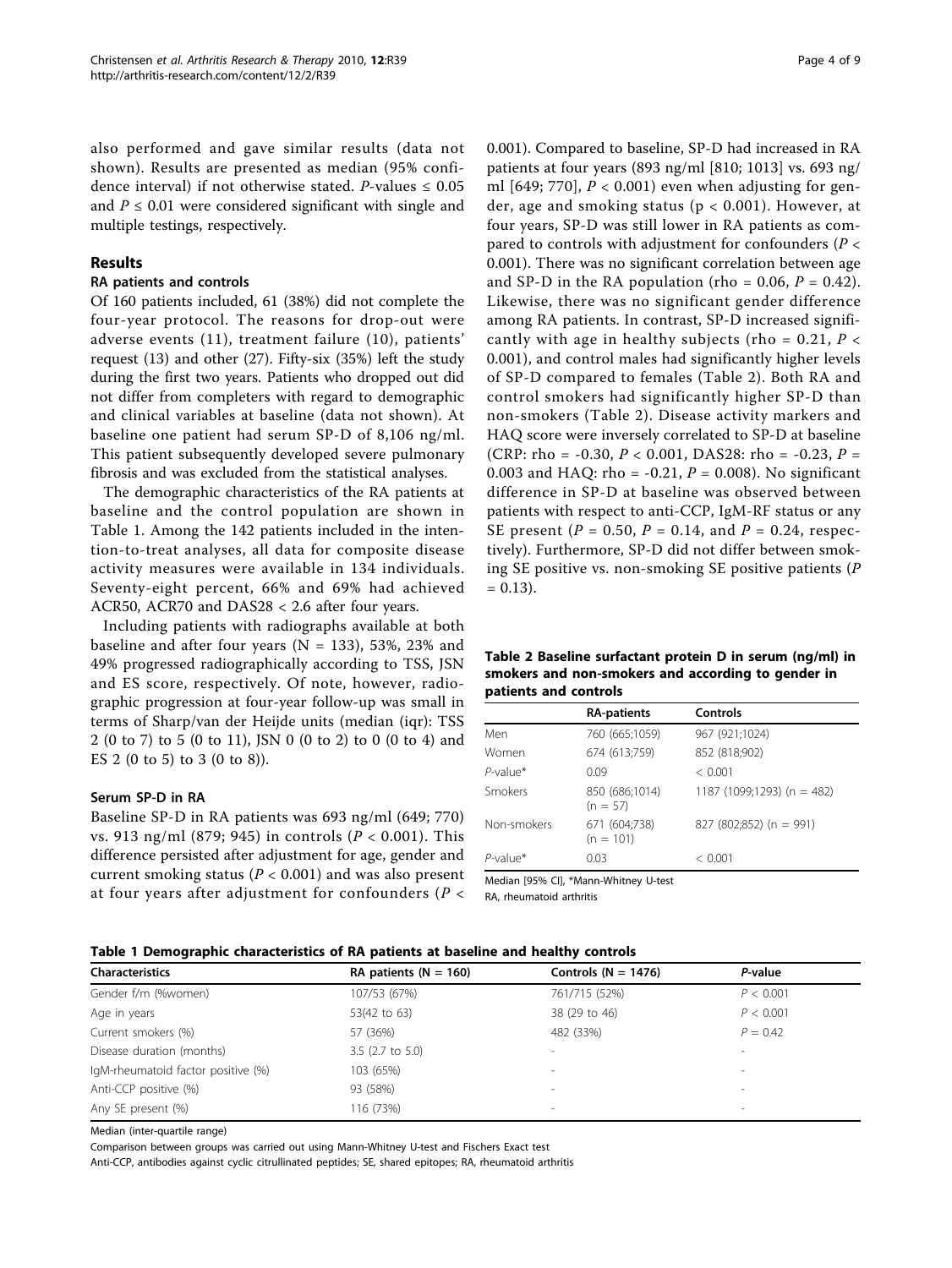also performed and gave similar results (data not shown). Results are presented as median (95% confidence interval) if not otherwise stated. *P*-values ≤ 0.05 and *P* ≤ 0.01 were considered significant with single and multiple testings, respectively.

## Results

### RA patients and controls

Of 160 patients included, 61 (38%) did not complete the four-year protocol. The reasons for drop-out were adverse events (11), treatment failure (10), patients' request (13) and other (27). Fifty-six (35%) left the study during the first two years. Patients who dropped out did not differ from completers with regard to demographic and clinical variables at baseline (data not shown). At baseline one patient had serum SP-D of 8,106 ng/ml. This patient subsequently developed severe pulmonary fibrosis and was excluded from the statistical analyses.

The demographic characteristics of the RA patients at baseline and the control population are shown in Table 1. Among the 142 patients included in the intention-to-treat analyses, all data for composite disease activity measures were available in 134 individuals. Seventy-eight percent, 66% and 69% had achieved ACR50, ACR70 and DAS28 < 2.6 after four years.

Including patients with radiographs available at both baseline and after four years (N = 133), 53%, 23% and 49% progressed radiographically according to TSS, JSN and ES score, respectively. Of note, however, radiographic progression at four-year follow-up was small in terms of Sharp/van der Heijde units (median (iqr): TSS 2 (0 to 7) to 5 (0 to 11), JSN 0 (0 to 2) to 0 (0 to 4) and ES 2 (0 to 5) to 3 (0 to 8)).

### Serum SP-D in RA

Baseline SP-D in RA patients was 693 ng/ml (649; 770) vs. 913 ng/ml (879; 945) in controls (*P* < 0.001). This difference persisted after adjustment for age, gender and current smoking status (*P* < 0.001) and was also present at four years after adjustment for confounders (*P* < 0.001). Compared to baseline, SP-D had increased in RA patients at four years (893 ng/ml [810; 1013] vs. 693 ng/ml [649; 770], *P* < 0.001) even when adjusting for gender, age and smoking status (p < 0.001). However, at four years, SP-D was still lower in RA patients as compared to controls with adjustment for confounders (*P* < 0.001). There was no significant correlation between age and SP-D in the RA population (rho = 0.06, *P* = 0.42). Likewise, there was no significant gender difference among RA patients. In contrast, SP-D increased significantly with age in healthy subjects (rho = 0.21, *P* < 0.001), and control males had significantly higher levels of SP-D compared to females (Table 2). Both RA and control smokers had significantly higher SP-D than non-smokers (Table 2). Disease activity markers and HAQ score were inversely correlated to SP-D at baseline (CRP: rho = -0.30, *P* < 0.001, DAS28: rho = -0.23, *P* = 0.003 and HAQ: rho = -0.21, *P* = 0.008). No significant difference in SP-D at baseline was observed between patients with respect to anti-CCP, IgM-RF status or any SE present (*P* = 0.50, *P* = 0.14, and *P* = 0.24, respectively). Furthermore, SP-D did not differ between smoking SE positive vs. non-smoking SE positive patients (*P* = 0.13).

**Table 2 Baseline surfactant protein D in serum (ng/ml) in smokers and non-smokers and according to gender in patients and controls**

| | RA-patients | Controls |
|---|---|---|
| Men | 760 (665;1059) | 967 (921;1024) |
| Women | 674 (613;759) | 852 (818;902) |
| *P*-value* | 0.09 | < 0.001 |
| Smokers | 850 (686;1014) (n = 57) | 1187 (1099;1293) (n = 482) |
| Non-smokers | 671 (604;738) (n = 101) | 827 (802;852) (n = 991) |
| *P*-value* | 0.03 | < 0.001 |

Median [95% CI], *Mann-Whitney U-test

RA, rheumatoid arthritis

**Table 1 Demographic characteristics of RA patients at baseline and healthy controls**

| Characteristics | RA patients (N = 160) | Controls (N = 1476) | *P*-value |
|---|---|---|---|
| Gender f/m (%women) | 107/53 (67%) | 761/715 (52%) | *P* < 0.001 |
| Age in years | 53(42 to 63) | 38 (29 to 46) | *P* < 0.001 |
| Current smokers (%) | 57 (36%) | 482 (33%) | *P* = 0.42 |
| Disease duration (months) | 3.5 (2.7 to 5.0) | - | - |
| IgM-rheumatoid factor positive (%) | 103 (65%) | - | - |
| Anti-CCP positive (%) | 93 (58%) | - | - |
| Any SE present (%) | 116 (73%) | - | - |

Median (inter-quartile range)

Comparison between groups was carried out using Mann-Whitney U-test and Fischers Exact test

Anti-CCP, antibodies against cyclic citrullinated peptides; SE, shared epitopes; RA, rheumatoid arthritis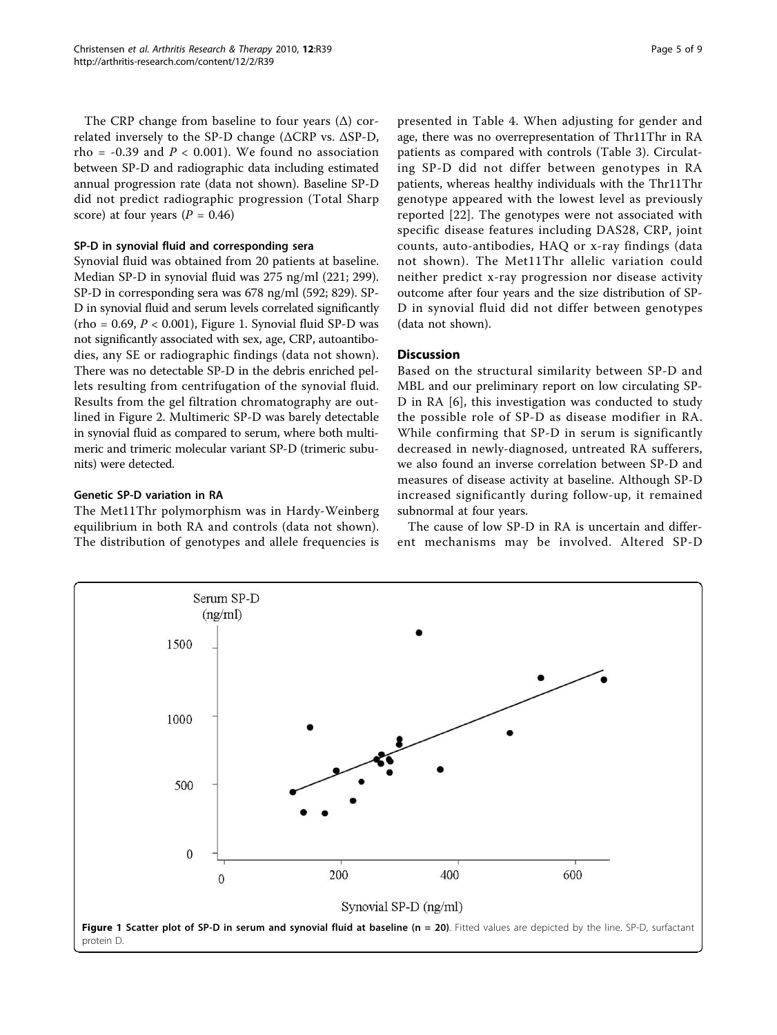The CRP change from baseline to four years (Δ) correlated inversely to the SP-D change (ΔCRP vs. ΔSP-D, rho = -0.39 and $P < 0.001$). We found no association between SP-D and radiographic data including estimated annual progression rate (data not shown). Baseline SP-D did not predict radiographic progression (Total Sharp score) at four years ($P = 0.46$)

### SP-D in synovial fluid and corresponding sera

Synovial fluid was obtained from 20 patients at baseline. Median SP-D in synovial fluid was 275 ng/ml (221; 299). SP-D in corresponding sera was 678 ng/ml (592; 829). SP-D in synovial fluid and serum levels correlated significantly (rho = 0.69, $P < 0.001$), Figure 1. Synovial fluid SP-D was not significantly associated with sex, age, CRP, autoantibodies, any SE or radiographic findings (data not shown). There was no detectable SP-D in the debris enriched pellets resulting from centrifugation of the synovial fluid. Results from the gel filtration chromatography are outlined in Figure 2. Multimeric SP-D was barely detectable in synovial fluid as compared to serum, where both multimeric and trimeric molecular variant SP-D (trimeric subunits) were detected.

### Genetic SP-D variation in RA

The Met11Thr polymorphism was in Hardy-Weinberg equilibrium in both RA and controls (data not shown). The distribution of genotypes and allele frequencies is presented in Table 4. When adjusting for gender and age, there was no overrepresentation of Thr11Thr in RA patients as compared with controls (Table 3). Circulating SP-D did not differ between genotypes in RA patients, whereas healthy individuals with the Thr11Thr genotype appeared with the lowest level as previously reported [22]. The genotypes were not associated with specific disease features including DAS28, CRP, joint counts, auto-antibodies, HAQ or x-ray findings (data not shown). The Met11Thr allelic variation could neither predict x-ray progression nor disease activity outcome after four years and the size distribution of SP-D in synovial fluid did not differ between genotypes (data not shown).

## Discussion

Based on the structural similarity between SP-D and MBL and our preliminary report on low circulating SP-D in RA [6], this investigation was conducted to study the possible role of SP-D as disease modifier in RA. While confirming that SP-D in serum is significantly decreased in newly-diagnosed, untreated RA sufferers, we also found an inverse correlation between SP-D and measures of disease activity at baseline. Although SP-D increased significantly during follow-up, it remained subnormal at four years.

The cause of low SP-D in RA is uncertain and different mechanisms may be involved. Altered SP-D

**Figure 1 Scatter plot of SP-D in serum and synovial fluid at baseline (n = 20)**. Fitted values are depicted by the line. SP-D, surfactant protein D.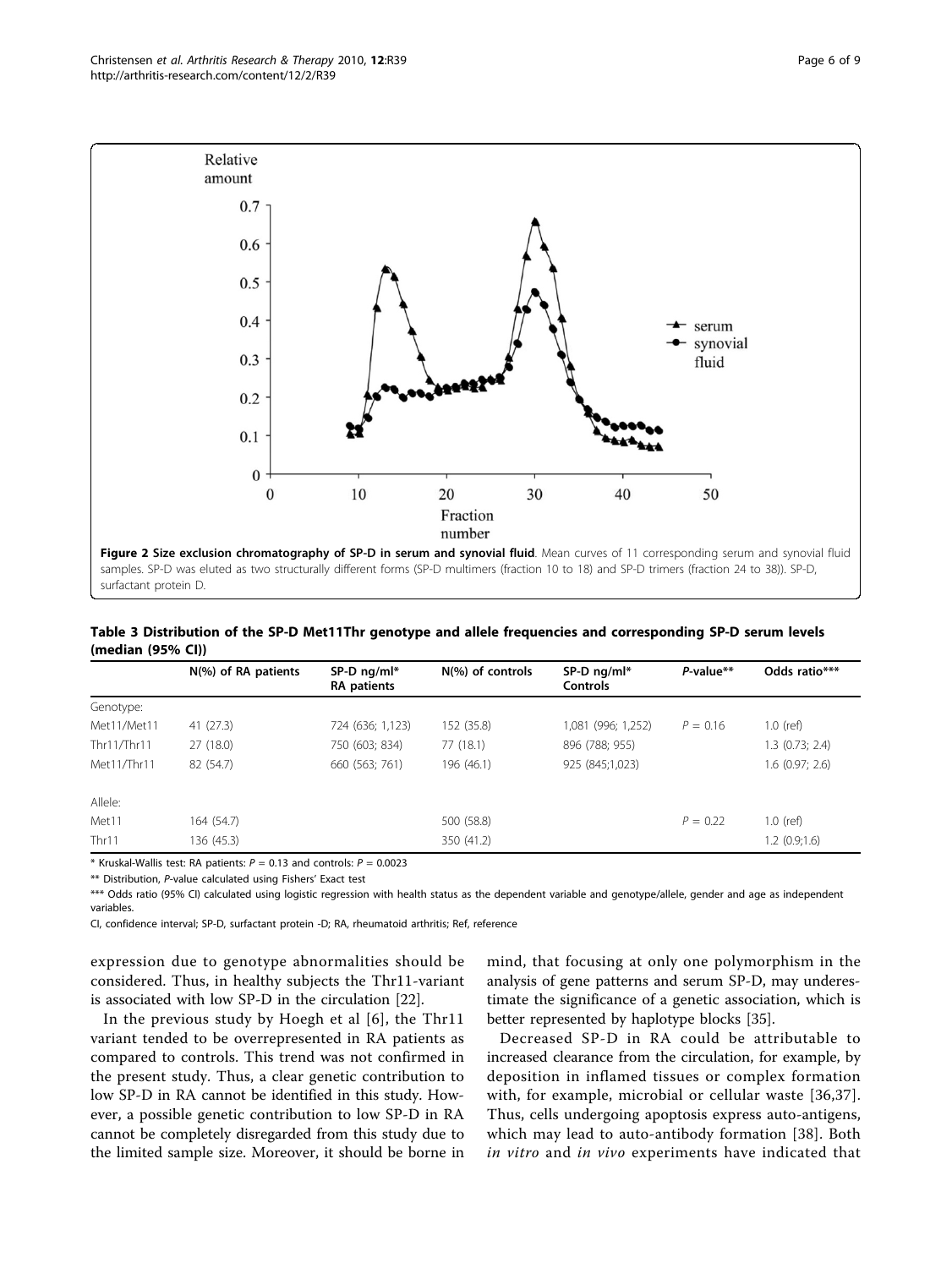**Figure 2 Size exclusion chromatography of SP-D in serum and synovial fluid**. Mean curves of 11 corresponding serum and synovial fluid samples. SP-D was eluted as two structurally different forms (SP-D multimers (fraction 10 to 18) and SP-D trimers (fraction 24 to 38)). SP-D, surfactant protein D.

**Table 3 Distribution of the SP-D Met11Thr genotype and allele frequencies and corresponding SP-D serum levels (median (95% CI))**

| | N(%) of RA patients | SP-D ng/ml* RA patients | N(%) of controls | SP-D ng/ml* Controls | P-value** | Odds ratio*** |
|---|---|---|---|---|---|---|
| Genotype: | | | | | | |
| Met11/Met11 | 41 (27.3) | 724 (636; 1,123) | 152 (35.8) | 1,081 (996; 1,252) | $P = 0.16$ | 1.0 (ref) |
| Thr11/Thr11 | 27 (18.0) | 750 (603; 834) | 77 (18.1) | 896 (788; 955) | | 1.3 (0.73; 2.4) |
| Met11/Thr11 | 82 (54.7) | 660 (563; 761) | 196 (46.1) | 925 (845;1,023) | | 1.6 (0.97; 2.6) |
| Allele: | | | | | | |
| Met11 | 164 (54.7) | | 500 (58.8) | | $P = 0.22$ | 1.0 (ref) |
| Thr11 | 136 (45.3) | | 350 (41.2) | | | 1.2 (0.9;1.6) |

* Kruskal-Wallis test: RA patients: $P = 0.13$ and controls: $P = 0.0023$

** Distribution, P-value calculated using Fishers' Exact test

*** Odds ratio (95% CI) calculated using logistic regression with health status as the dependent variable and genotype/allele, gender and age as independent variables.

CI, confidence interval; SP-D, surfactant protein -D; RA, rheumatoid arthritis; Ref, reference

expression due to genotype abnormalities should be considered. Thus, in healthy subjects the Thr11-variant is associated with low SP-D in the circulation [22].

In the previous study by Hoegh et al [6], the Thr11 variant tended to be overrepresented in RA patients as compared to controls. This trend was not confirmed in the present study. Thus, a clear genetic contribution to low SP-D in RA cannot be identified in this study. However, a possible genetic contribution to low SP-D in RA cannot be completely disregarded from this study due to the limited sample size. Moreover, it should be borne in mind, that focusing at only one polymorphism in the analysis of gene patterns and serum SP-D, may underestimate the significance of a genetic association, which is better represented by haplotype blocks [35].

Decreased SP-D in RA could be attributable to increased clearance from the circulation, for example, by deposition in inflamed tissues or complex formation with, for example, microbial or cellular waste [36,37]. Thus, cells undergoing apoptosis express auto-antigens, which may lead to auto-antibody formation [38]. Both *in vitro* and *in vivo* experiments have indicated that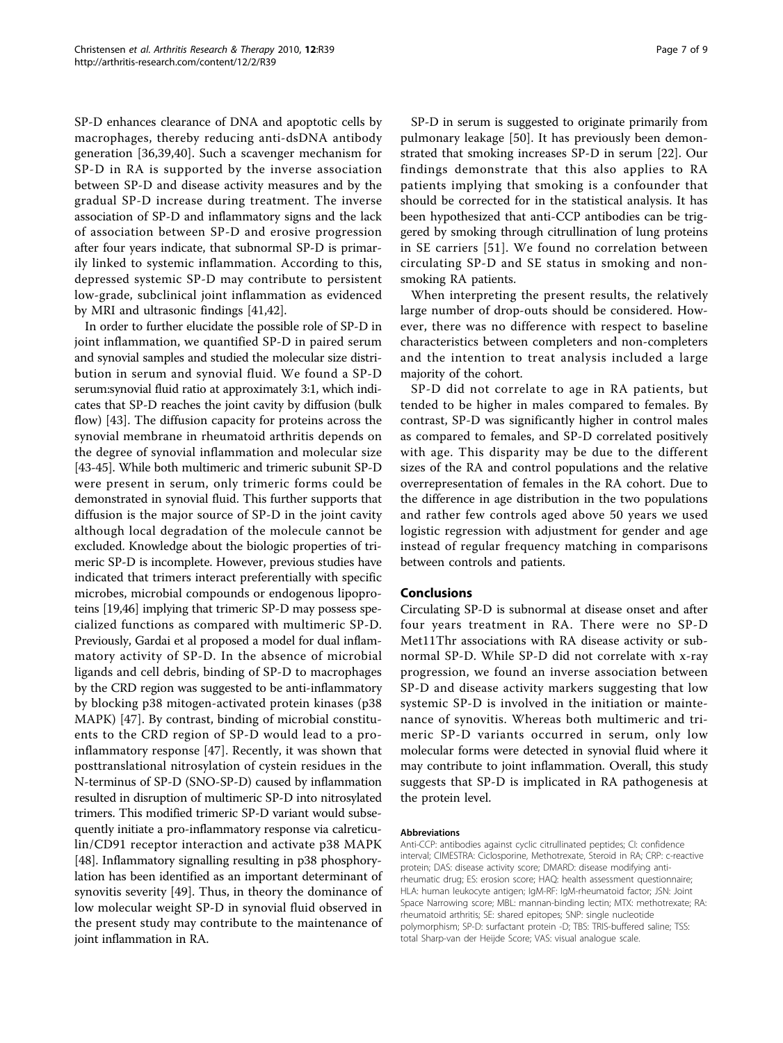SP-D enhances clearance of DNA and apoptotic cells by macrophages, thereby reducing anti-dsDNA antibody generation [36,39,40]. Such a scavenger mechanism for SP-D in RA is supported by the inverse association between SP-D and disease activity measures and by the gradual SP-D increase during treatment. The inverse association of SP-D and inflammatory signs and the lack of association between SP-D and erosive progression after four years indicate, that subnormal SP-D is primarily linked to systemic inflammation. According to this, depressed systemic SP-D may contribute to persistent low-grade, subclinical joint inflammation as evidenced by MRI and ultrasonic findings [41,42].

In order to further elucidate the possible role of SP-D in joint inflammation, we quantified SP-D in paired serum and synovial samples and studied the molecular size distribution in serum and synovial fluid. We found a SP-D serum:synovial fluid ratio at approximately 3:1, which indicates that SP-D reaches the joint cavity by diffusion (bulk flow) [43]. The diffusion capacity for proteins across the synovial membrane in rheumatoid arthritis depends on the degree of synovial inflammation and molecular size [43-45]. While both multimeric and trimeric subunit SP-D were present in serum, only trimeric forms could be demonstrated in synovial fluid. This further supports that diffusion is the major source of SP-D in the joint cavity although local degradation of the molecule cannot be excluded. Knowledge about the biologic properties of trimeric SP-D is incomplete. However, previous studies have indicated that trimers interact preferentially with specific microbes, microbial compounds or endogenous lipoproteins [19,46] implying that trimeric SP-D may possess specialized functions as compared with multimeric SP-D. Previously, Gardai et al proposed a model for dual inflammatory activity of SP-D. In the absence of microbial ligands and cell debris, binding of SP-D to macrophages by the CRD region was suggested to be anti-inflammatory by blocking p38 mitogen-activated protein kinases (p38 MAPK) [47]. By contrast, binding of microbial constituents to the CRD region of SP-D would lead to a pro-inflammatory response [47]. Recently, it was shown that posttranslational nitrosylation of cysteine residues in the N-terminus of SP-D (SNO-SP-D) caused by inflammation resulted in disruption of multimeric SP-D into nitrosylated trimers. This modified trimeric SP-D variant would subsequently initiate a pro-inflammatory response via calreticulin/CD91 receptor interaction and activate p38 MAPK [48]. Inflammatory signalling resulting in p38 phosphorylation has been identified as an important determinant of synovitis severity [49]. Thus, in theory the dominance of low molecular weight SP-D in synovial fluid observed in the present study may contribute to the maintenance of joint inflammation in RA.

SP-D in serum is suggested to originate primarily from pulmonary leakage [50]. It has previously been demonstrated that smoking increases SP-D in serum [22]. Our findings demonstrate that this also applies to RA patients implying that smoking is a confounder that should be corrected for in the statistical analysis. It has been hypothesized that anti-CCP antibodies can be triggered by smoking through citrullination of lung proteins in SE carriers [51]. We found no correlation between circulating SP-D and SE status in smoking and non-smoking RA patients.

When interpreting the present results, the relatively large number of drop-outs should be considered. However, there was no difference with respect to baseline characteristics between completers and non-completers and the intention to treat analysis included a large majority of the cohort.

SP-D did not correlate to age in RA patients, but tended to be higher in males compared to females. By contrast, SP-D was significantly higher in control males as compared to females, and SP-D correlated positively with age. This disparity may be due to the different sizes of the RA and control populations and the relative overrepresentation of females in the RA cohort. Due to the difference in age distribution in the two populations and rather few controls aged above 50 years we used logistic regression with adjustment for gender and age instead of regular frequency matching in comparisons between controls and patients.

## Conclusions

Circulating SP-D is subnormal at disease onset and after four years treatment in RA. There were no SP-D Met11Thr associations with RA disease activity or subnormal SP-D. While SP-D did not correlate with x-ray progression, we found an inverse association between SP-D and disease activity markers suggesting that low systemic SP-D is involved in the initiation or maintenance of synovitis. Whereas both multimeric and trimeric SP-D variants occurred in serum, only low molecular forms were detected in synovial fluid where it may contribute to joint inflammation. Overall, this study suggests that SP-D is implicated in RA pathogenesis at the protein level.

#### Abbreviations

Anti-CCP: antibodies against cyclic citrullinated peptides; CI: confidence interval; CIMESTRA: Ciclosporine, Methotrexate, Steroid in RA; CRP: c-reactive protein; DAS: disease activity score; DMARD: disease modifying anti-rheumatic drug; ES: erosion score; HAQ: health assessment questionnaire; HLA: human leukocyte antigen; IgM-RF: IgM-rheumatoid factor; JSN: Joint Space Narrowing score; MBL: mannan-binding lectin; MTX: methotrexate; RA: rheumatoid arthritis; SE: shared epitopes; SNP: single nucleotide polymorphism; SP-D: surfactant protein -D; TBS: TRIS-buffered saline; TSS: total Sharp-van der Heijde Score; VAS: visual analogue scale.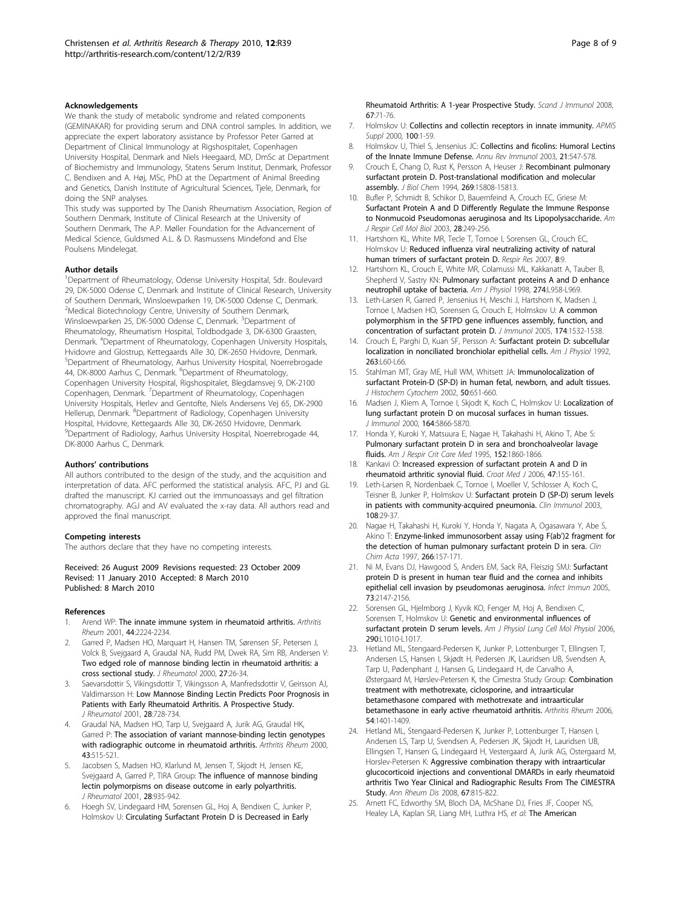#### Acknowledgements

We thank the study of metabolic syndrome and related components (GEMINAKAR) for providing serum and DNA control samples. In addition, we appreciate the expert laboratory assistance by Professor Peter Garred at Department of Clinical Immunology at Rigshospitalet, Copenhagen University Hospital, Denmark and Niels Heegaard, MD, DmSc at Department of Biochemistry and Immunology, Statens Serum Institut, Denmark, Professor C. Bendixen and A. Høj, MSc, PhD at the Department of Animal Breeding and Genetics, Danish Institute of Agricultural Sciences, Tjele, Denmark, for doing the SNP analyses.

This study was supported by The Danish Rheumatism Association, Region of Southern Denmark, Institute of Clinical Research at the University of Southern Denmark, The A.P. Møller Foundation for the Advancement of Medical Science, Guldsmed A.L. & D. Rasmussens Mindefond and Else Poulsens Mindelegat.

#### Author details

[1]Department of Rheumatology, Odense University Hospital, Sdr. Boulevard 29, DK-5000 Odense C, Denmark and Institute of Clinical Research, University of Southern Denmark, Winsloewparken 19, DK-5000 Odense C, Denmark. [2]Medical Biotechnology Centre, University of Southern Denmark, Winsloewparken 25, DK-5000 Odense C, Denmark. [3]Department of Rheumatology, Rheumatism Hospital, Toldbodgade 3, DK-6300 Graasten, Denmark. [4]Department of Rheumatology, Copenhagen University Hospitals, Hvidovre and Glostrup, Kettegaards Alle 30, DK-2650 Hvidovre, Denmark. [5]Department of Rheumatology, Aarhus University Hospital, Noerrebrogade 44, DK-8000 Aarhus C, Denmark. [6]Department of Rheumatology, Copenhagen University Hospital, Rigshospitalet, Blegdamsvej 9, DK-2100 Copenhagen, Denmark. [7]Department of Rheumatology, Copenhagen University Hospitals, Herlev and Gentofte, Niels Andersens Vej 65, DK-2900 Hellerup, Denmark. [8]Department of Radiology, Copenhagen University Hospital, Hvidovre, Kettegaards Alle 30, DK-2650 Hvidovre, Denmark. [9]Department of Radiology, Aarhus University Hospital, Noerrebrogade 44, DK-8000 Aarhus C, Denmark.

#### Authors' contributions

All authors contributed to the design of the study, and the acquisition and interpretation of data. AFC performed the statistical analysis. AFC, PJ and GL drafted the manuscript. KJ carried out the immunoassays and gel filtration chromatography. AGJ and AV evaluated the x-ray data. All authors read and approved the final manuscript.

#### Competing interests

The authors declare that they have no competing interests.

Received: 26 August 2009 Revisions requested: 23 October 2009
Revised: 11 January 2010 Accepted: 8 March 2010
Published: 8 March 2010

#### References

1. Arend WP: **The innate immune system in rheumatoid arthritis.** *Arthritis Rheum* 2001, **44**:2224-2234.
2. Garred P, Madsen HO, Marquart H, Hansen TM, Sørensen SF, Petersen J, Volck B, Svejgaard A, Graudal NA, Rudd PM, Dwek RA, Sim RB, Andersen V: **Two edged role of mannose binding lectin in rheumatoid arthritis: a cross sectional study.** *J Rheumatol* 2000, **27**:26-34.
3. Saevarsdottir S, Vikingsdottir T, Vikingsson A, Manfredsdottir V, Geirsson AJ, Valdimarsson H: **Low Mannose Binding Lectin Predicts Poor Prognosis in Patients with Early Rheumatoid Arthritis. A Prospective Study.** *J Rheumatol* 2001, **28**:728-734.
4. Graudal NA, Madsen HO, Tarp U, Svejgaard A, Jurik AG, Graudal HK, Garred P: **The association of variant mannose-binding lectin genotypes with radiographic outcome in rheumatoid arthritis.** *Arthritis Rheum* 2000, **43**:515-521.
5. Jacobsen S, Madsen HO, Klarlund M, Jensen T, Skjodt H, Jensen KE, Svejgaard A, Garred P, TIRA Group: **The influence of mannose binding lectin polymorpisms on disease outcome in early polyarthritis.** *J Rheumatol* 2001, **28**:935-942.
6. Hoegh SV, Lindegaard HM, Sorensen GL, Hoj A, Bendixen C, Junker P, Holmskov U: **Circulating Surfactant Protein D is Decreased in Early Rheumatoid Arthritis: A 1-year Prospective Study.** *Scand J Immunol* 2008, **67**:71-76.
7. Holmskov U: **Collectins and collectin receptors in innate immunity.** *APMIS Suppl* 2000, **100**:1-59.
8. Holmskov U, Thiel S, Jensenius JC: **Collectins and ficolins: Humoral Lectins of the Innate Immune Defense.** *Annu Rev Immunol* 2003, **21**:547-578.
9. Crouch E, Chang D, Rust K, Persson A, Heuser J: **Recombinant pulmonary surfactant protein D. Post-translational modification and molecular assembly.** *J Biol Chem* 1994, **269**:15808-15813.
10. Bufler P, Schmidt B, Schikor D, Bauernfeind A, Crouch EC, Griese M: **Surfactant Protein A and D Differently Regulate the Immune Response to Nonmucoid Pseudomonas aeruginosa and Its Lipopolysaccharide.** *Am J Respir Cell Mol Biol* 2003, **28**:249-256.
11. Hartshorn KL, White MR, Tecle T, Tornoe I, Sorensen GL, Crouch EC, Holmskov U: **Reduced influenza viral neutralizing activity of natural human trimers of surfactant protein D.** *Respir Res* 2007, **8**:9.
12. Hartshorn KL, Crouch E, White MR, Colamussi ML, Kakkanatt A, Tauber B, Shepherd V, Sastry KN: **Pulmonary surfactant proteins A and D enhance neutrophil uptake of bacteria.** *Am J Physiol* 1998, **274**:L958-L969.
13. Leth-Larsen R, Garred P, Jensenius H, Meschi J, Hartshorn K, Madsen J, Tornoe I, Madsen HO, Sorensen G, Crouch E, Holmskov U: **A common polymorphism in the SFTPD gene influences assembly, function, and concentration of surfactant protein D.** *J Immunol* 2005, **174**:1532-1538.
14. Crouch E, Parghi D, Kuan SF, Persson A: **Surfactant protein D: subcellular localization in nonciliated bronchiolar epithelial cells.** *Am J Physiol* 1992, **263**:L60-L66.
15. Stahlman MT, Gray ME, Hull WM, Whitsett JA: **Immunolocalization of surfactant Protein-D (SP-D) in human fetal, newborn, and adult tissues.** *J Histochem Cytochem* 2002, **50**:651-660.
16. Madsen J, Kliem A, Tornoe I, Skjodt K, Koch C, Holmskov U: **Localization of lung surfactant protein D on mucosal surfaces in human tissues.** *J Immunol* 2000, **164**:5866-5870.
17. Honda Y, Kuroki Y, Matsuura E, Nagae H, Takahashi H, Akino T, Abe S: **Pulmonary surfactant protein D in sera and bronchoalveolar lavage fluids.** *Am J Respir Crit Care Med* 1995, **152**:1860-1866.
18. Kankavi O: **Increased expression of surfactant protein A and D in rheumatoid arthritic synovial fluid.** *Croat Med J* 2006, **47**:155-161.
19. Leth-Larsen R, Nordenbaek C, Tornoe I, Moeller V, Schlosser A, Koch C, Teisner B, Junker P, Holmskov U: **Surfactant protein D (SP-D) serum levels in patients with community-acquired pneumonia.** *Clin Immunol* 2003, **108**:29-37.
20. Nagae H, Takahashi H, Kuroki Y, Honda Y, Nagata A, Ogasawara Y, Abe S, Akino T: **Enzyme-linked immunosorbent assay using F(ab')2 fragment for the detection of human pulmonary surfactant protein D in sera.** *Clin Chim Acta* 1997, **266**:157-171.
21. Ni M, Evans DJ, Hawgood S, Anders EM, Sack RA, Fleiszig SMJ: **Surfactant protein D is present in human tear fluid and the cornea and inhibits epithelial cell invasion by pseudomonas aeruginosa.** *Infect Immun* 2005, **73**:2147-2156.
22. Sorensen GL, Hjelmborg J, Kyvik KO, Fenger M, Hoj A, Bendixen C, Sorensen T, Holmskov U: **Genetic and environmental influences of surfactant protein D serum levels.** *Am J Physiol Lung Cell Mol Physiol* 2006, **290**:L1010-L1017.
23. Hetland ML, Stengaard-Pedersen K, Junker P, Lottenburger T, Ellingsen T, Andersen LS, Hansen I, Skjødt H, Pedersen JK, Lauridsen UB, Svendsen A, Tarp U, Pødenphant J, Hansen G, Lindegaard H, de Carvalho A, Østergaard M, Hørslev-Petersen K, the Cimestra Study Group: **Combination treatment with methotrexate, ciclosporine, and intraarticular betamethasone compared with methotrexate and intraarticular betamethasone in early active rheumatoid arthritis.** *Arthritis Rheum* 2006, **54**:1401-1409.
24. Hetland ML, Stengaard-Pedersen K, Junker P, Lottenburger T, Hansen I, Andersen LS, Tarp U, Svendsen A, Pedersen JK, Skjodt H, Lauridsen UB, Ellingsen T, Hansen G, Lindegaard H, Vestergaard A, Jurik AG, Ostergaard M, Horslev-Petersen K: **Aggressive combination therapy with intraarticular glucocorticoid injections and conventional DMARDs in early rheumatoid arthritis Two Year Clinical and Radiographic Results From The CIMESTRA Study.** *Ann Rheum Dis* 2008, **67**:815-822.
25. Arnett FC, Edworthy SM, Bloch DA, McShane DJ, Fries JF, Cooper NS, Healey LA, Kaplan SR, Liang MH, Luthra HS, *et al*: **The American**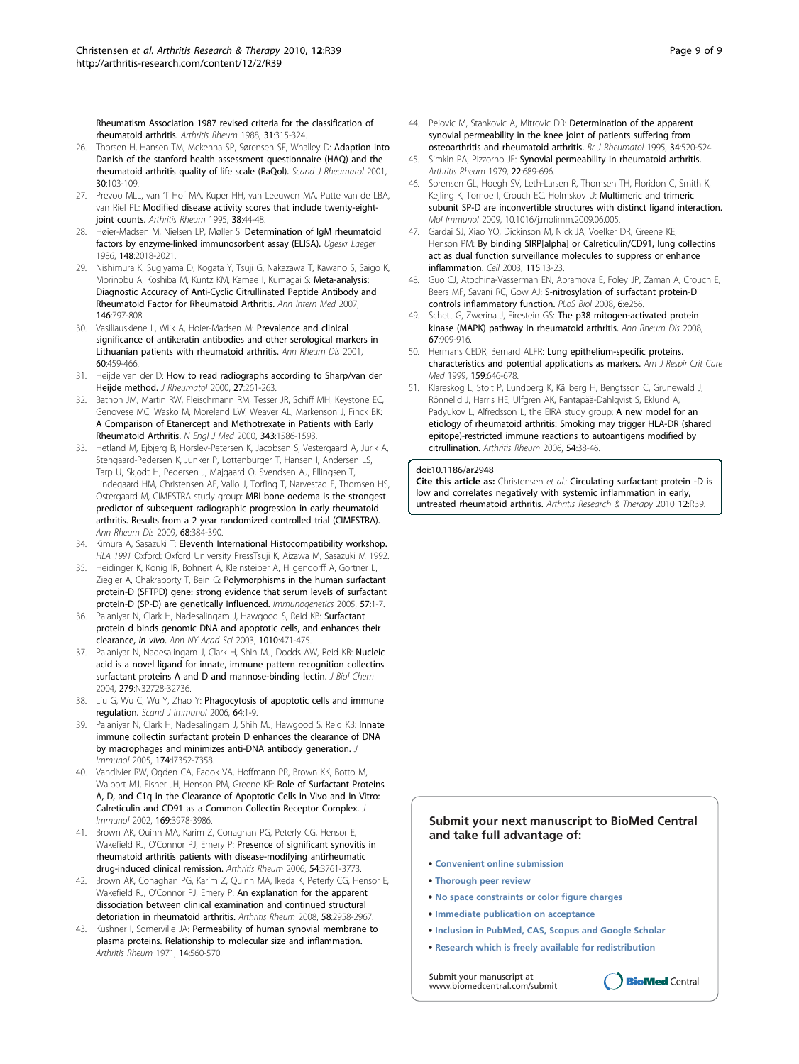Rheumatism Association 1987 revised criteria for the classification of rheumatoid arthritis. *Arthritis Rheum* 1988, **31**:315-324.

26. Thorsen H, Hansen TM, Mckenna SP, Sørensen SF, Whalley D: **Adaption into Danish of the stanford health assessment questionnaire (HAQ) and the rheumatoid arthritis quality of life scale (RaQol).** *Scand J Rheumatol* 2001, **30**:103-109.
27. Prevoo MLL, van 'T Hof MA, Kuper HH, van Leeuwen MA, Putte van de LBA, van Riel PL: **Modified disease activity scores that include twenty-eight-joint counts.** *Arthritis Rheum* 1995, **38**:44-48.
28. Høier-Madsen M, Nielsen LP, Møller S: **Determination of IgM rheumatoid factors by enzyme-linked immunosorbent assay (ELISA).** *Ugeskr Laeger* 1986, **148**:2018-2021.
29. Nishimura K, Sugiyama D, Kogata Y, Tsuji G, Nakazawa T, Kawano S, Saigo K, Morinobu A, Koshiba M, Kuntz KM, Kamae I, Kumagai S: **Meta-analysis: Diagnostic Accuracy of Anti-Cyclic Citrullinated Peptide Antibody and Rheumatoid Factor for Rheumatoid Arthritis.** *Ann Intern Med* 2007, **146**:797-808.
30. Vasiliauskiene L, Wiik A, Hoier-Madsen M: **Prevalence and clinical significance of antikeratin antibodies and other serological markers in Lithuanian patients with rheumatoid arthritis.** *Ann Rheum Dis* 2001, **60**:459-466.
31. Heijde van der D: **How to read radiographs according to Sharp/van der Heijde method.** *J Rheumatol* 2000, **27**:261-263.
32. Bathon JM, Martin RW, Fleischmann RM, Tesser JR, Schiff MH, Keystone EC, Genovese MC, Wasko M, Moreland LW, Weaver AL, Markenson J, Finck BK: **A Comparison of Etanercept and Methotrexate in Patients with Early Rheumatoid Arthritis.** *N Engl J Med* 2000, **343**:1586-1593.
33. Hetland M, Ejbjerg B, Horslev-Petersen K, Jacobsen S, Vestergaard A, Jurik A, Stengaard-Pedersen K, Junker P, Lottenburger T, Hansen I, Andersen LS, Tarp U, Skjodt H, Pedersen J, Majgaard O, Svendsen AJ, Ellingsen T, Lindegaard HM, Christensen AF, Vallo J, Torfing T, Narvestad E, Thomsen HS, Ostergaard M, CIMESTRA study group: **MRI bone oedema is the strongest predictor of subsequent radiographic progression in early rheumatoid arthritis. Results from a 2 year randomized controlled trial (CIMESTRA).** *Ann Rheum Dis* 2009, **68**:384-390.
34. Kimura A, Sasazuki T: **Eleventh International Histocompatibility workshop.** *HLA 1991* Oxford: Oxford University PressTsuji K, Aizawa M, Sasazuki M 1992.
35. Heidinger K, Konig IR, Bohnert A, Kleinsteiber A, Hilgendorff A, Gortner L, Ziegler A, Chakraborty T, Bein G: **Polymorphisms in the human surfactant protein-D (SFTPD) gene: strong evidence that serum levels of surfactant protein-D (SP-D) are genetically influenced.** *Immunogenetics* 2005, **57**:1-7.
36. Palaniyar N, Clark H, Nadesalingam J, Hawgood S, Reid KB: **Surfactant protein d binds genomic DNA and apoptotic cells, and enhances their clearance, *in vivo*.** *Ann NY Acad Sci* 2003, **1010**:471-475.
37. Palaniyar N, Nadesalingam J, Clark H, Shih MJ, Dodds AW, Reid KB: **Nucleic acid is a novel ligand for innate, immune pattern recognition collectins surfactant proteins A and D and mannose-binding lectin.** *J Biol Chem* 2004, **279**:N32728-32736.
38. Liu G, Wu C, Wu Y, Zhao Y: **Phagocytosis of apoptotic cells and immune regulation.** *Scand J Immunol* 2006, **64**:1-9.
39. Palaniyar N, Clark H, Nadesalingam J, Shih MJ, Hawgood S, Reid KB: **Innate immune collectin surfactant protein D enhances the clearance of DNA by macrophages and minimizes anti-DNA antibody generation.** *J Immunol* 2005, **174**:I7352-7358.
40. Vandivier RW, Ogden CA, Fadok VA, Hoffmann PR, Brown KK, Botto M, Walport MJ, Fisher JH, Henson PM, Greene KE: **Role of Surfactant Proteins A, D, and C1q in the Clearance of Apoptotic Cells In Vivo and In Vitro: Calreticulin and CD91 as a Common Collectin Receptor Complex.** *J Immunol* 2002, **169**:3978-3986.
41. Brown AK, Quinn MA, Karim Z, Conaghan PG, Peterfy CG, Hensor E, Wakefield RJ, O'Connor PJ, Emery P: **Presence of significant synovitis in rheumatoid arthritis patients with disease-modifying antirheumatic drug-induced clinical remission.** *Arthritis Rheum* 2006, **54**:3761-3773.
42. Brown AK, Conaghan PG, Karim Z, Quinn MA, Ikeda K, Peterfy CG, Hensor E, Wakefield RJ, O'Connor PJ, Emery P: **An explanation for the apparent dissociation between clinical examination and continued structural deterioration in rheumatoid arthritis.** *Arthritis Rheum* 2008, **58**:2958-2967.
43. Kushner I, Somerville JA: **Permeability of human synovial membrane to plasma proteins. Relationship to molecular size and inflammation.** *Arthritis Rheum* 1971, **14**:560-570.
44. Pejovic M, Stankovic A, Mitrovic DR: **Determination of the apparent synovial permeability in the knee joint of patients suffering from osteoarthritis and rheumatoid arthritis.** *Br J Rheumatol* 1995, **34**:520-524.
45. Simkin PA, Pizzorno JE: **Synovial permeability in rheumatoid arthritis.** *Arthritis Rheum* 1979, **22**:689-696.
46. Sorensen GL, Hoegh SV, Leth-Larsen R, Thomsen TH, Floridon C, Smith K, Kejling K, Tornoe I, Crouch EC, Holmskov U: **Multimeric and trimeric subunit SP-D are inconvertible structures with distinct ligand interaction.** *Mol Immunol* 2009, 10.1016/j.molimm.2009.06.005.
47. Gardai SJ, Xiao YQ, Dickinson M, Nick JA, Voelker DR, Greene KE, Henson PM: **By binding SIRP[alpha] or Calreticulin/CD91, lung collectins act as dual function surveillance molecules to suppress or enhance inflammation.** *Cell* 2003, **115**:13-23.
48. Guo CJ, Atochina-Vasserman EN, Abramova E, Foley JP, Zaman A, Crouch E, Beers MF, Savani RC, Gow AJ: **S-nitrosylation of surfactant protein-D controls inflammatory function.** *PLoS Biol* 2008, **6**:e266.
49. Schett G, Zwerina J, Firestein GS: **The p38 mitogen-activated protein kinase (MAPK) pathway in rheumatoid arthritis.** *Ann Rheum Dis* 2008, **67**:909-916.
50. Hermans CEDR, Bernard ALFR: **Lung epithelium-specific proteins. characteristics and potential applications as markers.** *Am J Respir Crit Care Med* 1999, **159**:646-678.
51. Klareskog L, Stolt P, Lundberg K, Källberg H, Bengtsson C, Grunewald J, Rönnelid J, Harris HE, Ulfgren AK, Rantapää-Dahlqvist S, Eklund A, Padyukov L, Alfredsson L, the EIRA study group: **A new model for an etiology of rheumatoid arthritis: Smoking may trigger HLA-DR (shared epitope)-restricted immune reactions to autoantigens modified by citrullination.** *Arthritis Rheum* 2006, **54**:38-46.

doi:10.1186/ar2948

**Cite this article as:** Christensen *et al.*: Circulating surfactant protein -D is low and correlates negatively with systemic inflammation in early, untreated rheumatoid arthritis. *Arthritis Research & Therapy* 2010 **12**:R39.

**Submit your next manuscript to BioMed Central and take full advantage of:**

- **Convenient online submission**
- **Thorough peer review**
- **No space constraints or color figure charges**
- **Immediate publication on acceptance**
- **Inclusion in PubMed, CAS, Scopus and Google Scholar**
- **Research which is freely available for redistribution**

Submit your manuscript at
www.biomedcentral.com/submit